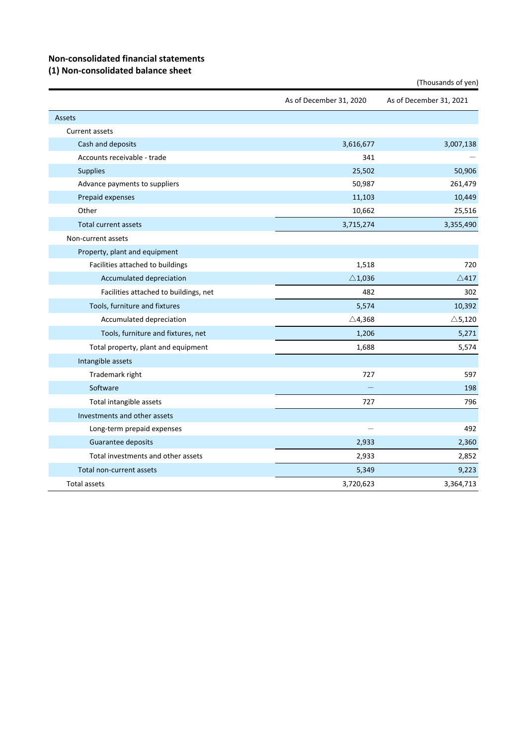## Non-consolidated financial statements

### (1) Non-consolidated balance sheet

(Thousands of yen)

| | As of December 31, 2020 | As of December 31, 2021 |
|---|---|---|
| Assets | | |
| Current assets | | |
| Cash and deposits | 3,616,677 | 3,007,138 |
| Accounts receivable - trade | 341 | — |
| Supplies | 25,502 | 50,906 |
| Advance payments to suppliers | 50,987 | 261,479 |
| Prepaid expenses | 11,103 | 10,449 |
| Other | 10,662 | 25,516 |
| Total current assets | 3,715,274 | 3,355,490 |
| Non-current assets | | |
| Property, plant and equipment | | |
| Facilities attached to buildings | 1,518 | 720 |
| Accumulated depreciation | △1,036 | △417 |
| Facilities attached to buildings, net | 482 | 302 |
| Tools, furniture and fixtures | 5,574 | 10,392 |
| Accumulated depreciation | △4,368 | △5,120 |
| Tools, furniture and fixtures, net | 1,206 | 5,271 |
| Total property, plant and equipment | 1,688 | 5,574 |
| Intangible assets | | |
| Trademark right | 727 | 597 |
| Software | — | 198 |
| Total intangible assets | 727 | 796 |
| Investments and other assets | | |
| Long-term prepaid expenses | — | 492 |
| Guarantee deposits | 2,933 | 2,360 |
| Total investments and other assets | 2,933 | 2,852 |
| Total non-current assets | 5,349 | 9,223 |
| Total assets | 3,720,623 | 3,364,713 |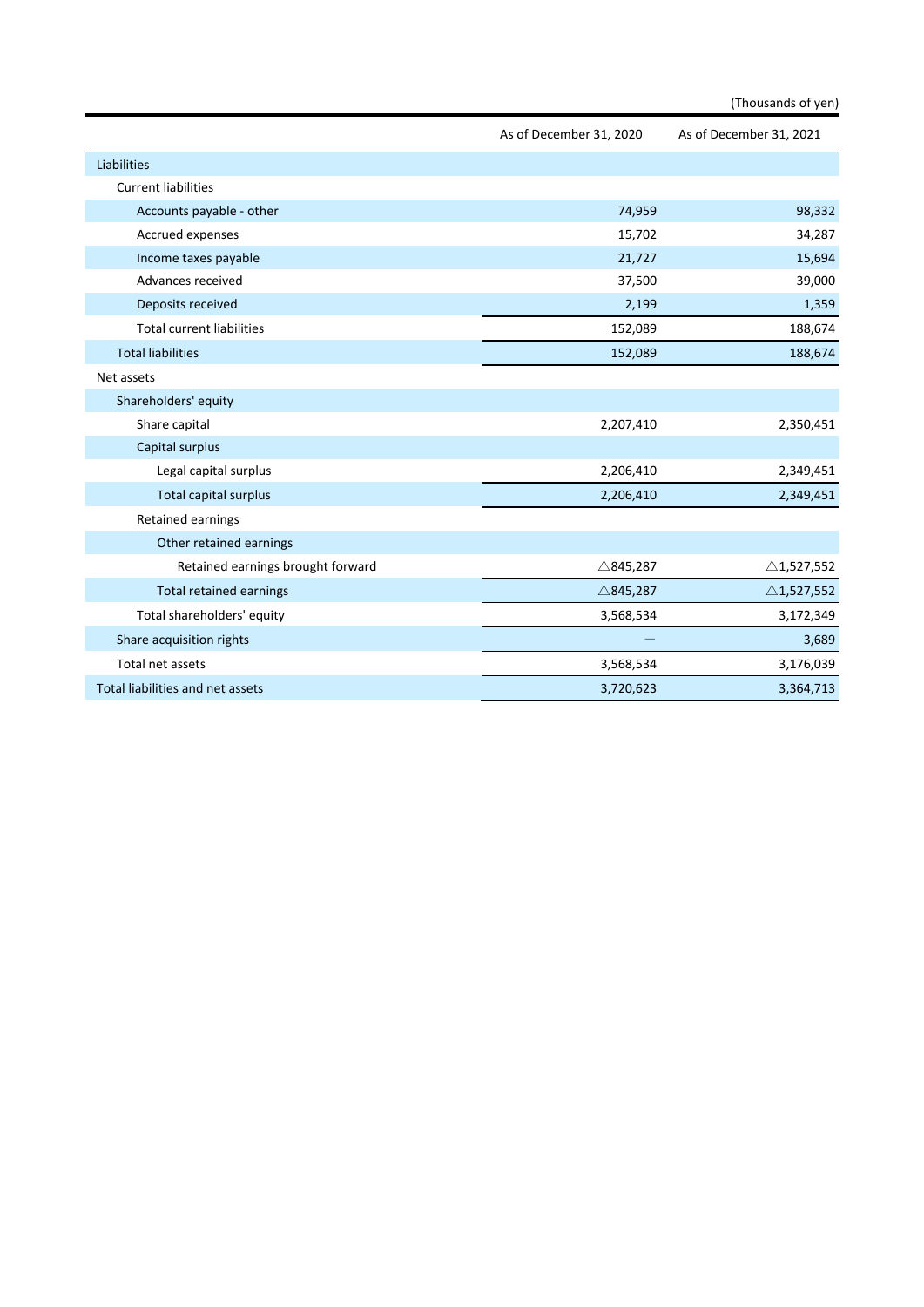(Thousands of yen)

| | As of December 31, 2020 | As of December 31, 2021 |
|---|---|---|
| Liabilities | | |
| Current liabilities | | |
| Accounts payable - other | 74,959 | 98,332 |
| Accrued expenses | 15,702 | 34,287 |
| Income taxes payable | 21,727 | 15,694 |
| Advances received | 37,500 | 39,000 |
| Deposits received | 2,199 | 1,359 |
| Total current liabilities | 152,089 | 188,674 |
| Total liabilities | 152,089 | 188,674 |
| Net assets | | |
| Shareholders' equity | | |
| Share capital | 2,207,410 | 2,350,451 |
| Capital surplus | | |
| Legal capital surplus | 2,206,410 | 2,349,451 |
| Total capital surplus | 2,206,410 | 2,349,451 |
| Retained earnings | | |
| Other retained earnings | | |
| Retained earnings brought forward | △845,287 | △1,527,552 |
| Total retained earnings | △845,287 | △1,527,552 |
| Total shareholders' equity | 3,568,534 | 3,172,349 |
| Share acquisition rights | — | 3,689 |
| Total net assets | 3,568,534 | 3,176,039 |
| Total liabilities and net assets | 3,720,623 | 3,364,713 |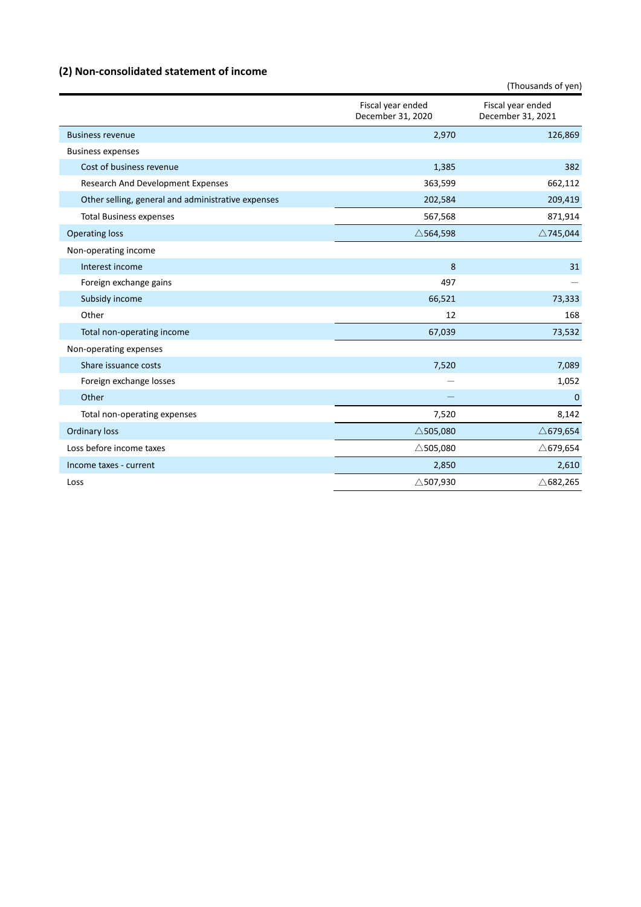### (2) Non-consolidated statement of income

(Thousands of yen)

| | Fiscal year ended December 31, 2020 | Fiscal year ended December 31, 2021 |
|---|---|---|
| Business revenue | 2,970 | 126,869 |
| Business expenses | | |
| Cost of business revenue | 1,385 | 382 |
| Research And Development Expenses | 363,599 | 662,112 |
| Other selling, general and administrative expenses | 202,584 | 209,419 |
| Total Business expenses | 567,568 | 871,914 |
| Operating loss | △564,598 | △745,044 |
| Non-operating income | | |
| Interest income | 8 | 31 |
| Foreign exchange gains | 497 | — |
| Subsidy income | 66,521 | 73,333 |
| Other | 12 | 168 |
| Total non-operating income | 67,039 | 73,532 |
| Non-operating expenses | | |
| Share issuance costs | 7,520 | 7,089 |
| Foreign exchange losses | — | 1,052 |
| Other | — | 0 |
| Total non-operating expenses | 7,520 | 8,142 |
| Ordinary loss | △505,080 | △679,654 |
| Loss before income taxes | △505,080 | △679,654 |
| Income taxes - current | 2,850 | 2,610 |
| Loss | △507,930 | △682,265 |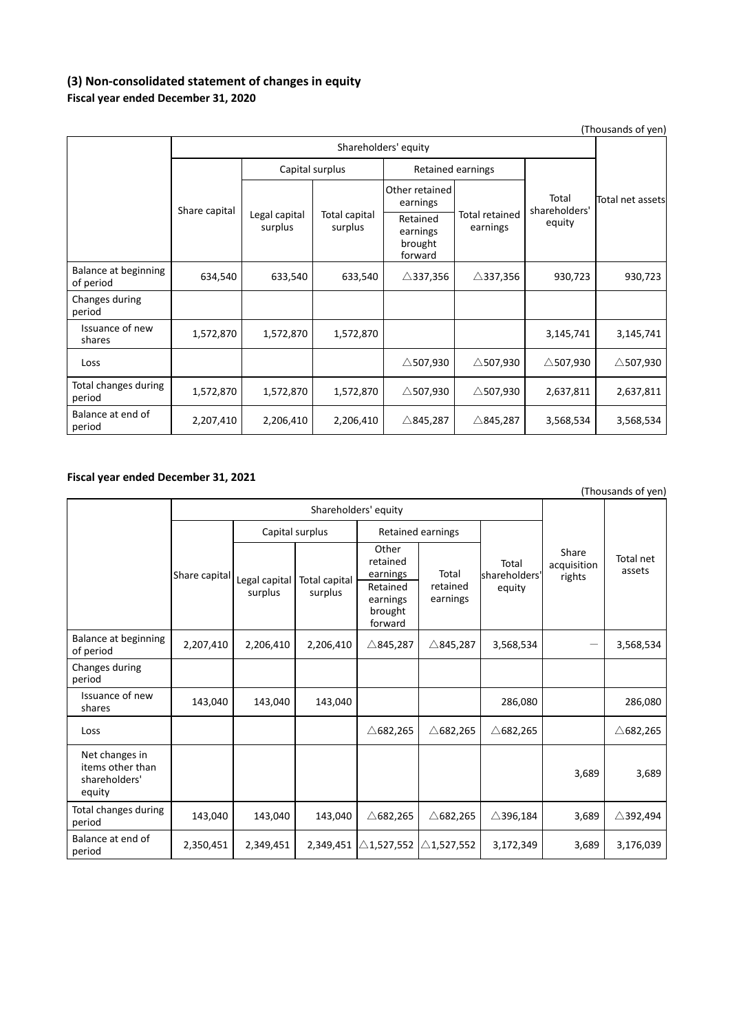### (3) Non-consolidated statement of changes in equity

**Fiscal year ended December 31, 2020**

(Thousands of yen)

| | Shareholders' equity | | | | | | |
|---|---|---|---|---|---|---|---|
| | | Capital surplus | | Retained earnings | | | |
| | Share capital | Legal capital surplus | Total capital surplus | Other retained earnings<br>Retained earnings brought forward | Total retained earnings | Total shareholders' equity | Total net assets |
| Balance at beginning of period | 634,540 | 633,540 | 633,540 | △337,356 | △337,356 | 930,723 | 930,723 |
| Changes during period | | | | | | | |
| Issuance of new shares | 1,572,870 | 1,572,870 | 1,572,870 | | | 3,145,741 | 3,145,741 |
| Loss | | | | △507,930 | △507,930 | △507,930 | △507,930 |
| Total changes during period | 1,572,870 | 1,572,870 | 1,572,870 | △507,930 | △507,930 | 2,637,811 | 2,637,811 |
| Balance at end of period | 2,207,410 | 2,206,410 | 2,206,410 | △845,287 | △845,287 | 3,568,534 | 3,568,534 |

**Fiscal year ended December 31, 2021**

(Thousands of yen)

| | Shareholders' equity | | | | | | | |
|---|---|---|---|---|---|---|---|---|
| | | Capital surplus | | Retained earnings | | | | |
| | Share capital | Legal capital surplus | Total capital surplus | Other retained earnings<br>Retained earnings brought forward | Total retained earnings | Total shareholders' equity | Share acquisition rights | Total net assets |
| Balance at beginning of period | 2,207,410 | 2,206,410 | 2,206,410 | △845,287 | △845,287 | 3,568,534 | — | 3,568,534 |
| Changes during period | | | | | | | | |
| Issuance of new shares | 143,040 | 143,040 | 143,040 | | | 286,080 | | 286,080 |
| Loss | | | | △682,265 | △682,265 | △682,265 | | △682,265 |
| Net changes in items other than shareholders' equity | | | | | | | 3,689 | 3,689 |
| Total changes during period | 143,040 | 143,040 | 143,040 | △682,265 | △682,265 | △396,184 | 3,689 | △392,494 |
| Balance at end of period | 2,350,451 | 2,349,451 | 2,349,451 | △1,527,552 | △1,527,552 | 3,172,349 | 3,689 | 3,176,039 |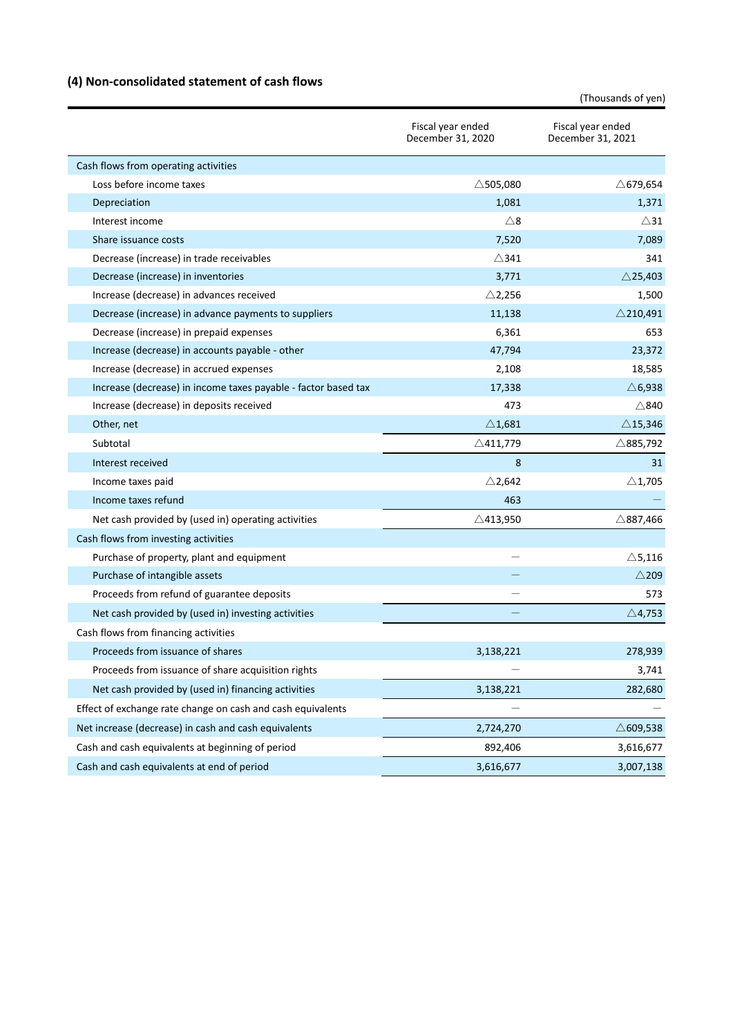### (4) Non-consolidated statement of cash flows

(Thousands of yen)

| | Fiscal year ended December 31, 2020 | Fiscal year ended December 31, 2021 |
|---|---|---|
| Cash flows from operating activities | | |
| Loss before income taxes | △505,080 | △679,654 |
| Depreciation | 1,081 | 1,371 |
| Interest income | △8 | △31 |
| Share issuance costs | 7,520 | 7,089 |
| Decrease (increase) in trade receivables | △341 | 341 |
| Decrease (increase) in inventories | 3,771 | △25,403 |
| Increase (decrease) in advances received | △2,256 | 1,500 |
| Decrease (increase) in advance payments to suppliers | 11,138 | △210,491 |
| Decrease (increase) in prepaid expenses | 6,361 | 653 |
| Increase (decrease) in accounts payable - other | 47,794 | 23,372 |
| Increase (decrease) in accrued expenses | 2,108 | 18,585 |
| Increase (decrease) in income taxes payable - factor based tax | 17,338 | △6,938 |
| Increase (decrease) in deposits received | 473 | △840 |
| Other, net | △1,681 | △15,346 |
| Subtotal | △411,779 | △885,792 |
| Interest received | 8 | 31 |
| Income taxes paid | △2,642 | △1,705 |
| Income taxes refund | 463 | — |
| Net cash provided by (used in) operating activities | △413,950 | △887,466 |
| Cash flows from investing activities | | |
| Purchase of property, plant and equipment | — | △5,116 |
| Purchase of intangible assets | — | △209 |
| Proceeds from refund of guarantee deposits | — | 573 |
| Net cash provided by (used in) investing activities | — | △4,753 |
| Cash flows from financing activities | | |
| Proceeds from issuance of shares | 3,138,221 | 278,939 |
| Proceeds from issuance of share acquisition rights | — | 3,741 |
| Net cash provided by (used in) financing activities | 3,138,221 | 282,680 |
| Effect of exchange rate change on cash and cash equivalents | — | — |
| Net increase (decrease) in cash and cash equivalents | 2,724,270 | △609,538 |
| Cash and cash equivalents at beginning of period | 892,406 | 3,616,677 |
| Cash and cash equivalents at end of period | 3,616,677 | 3,007,138 |